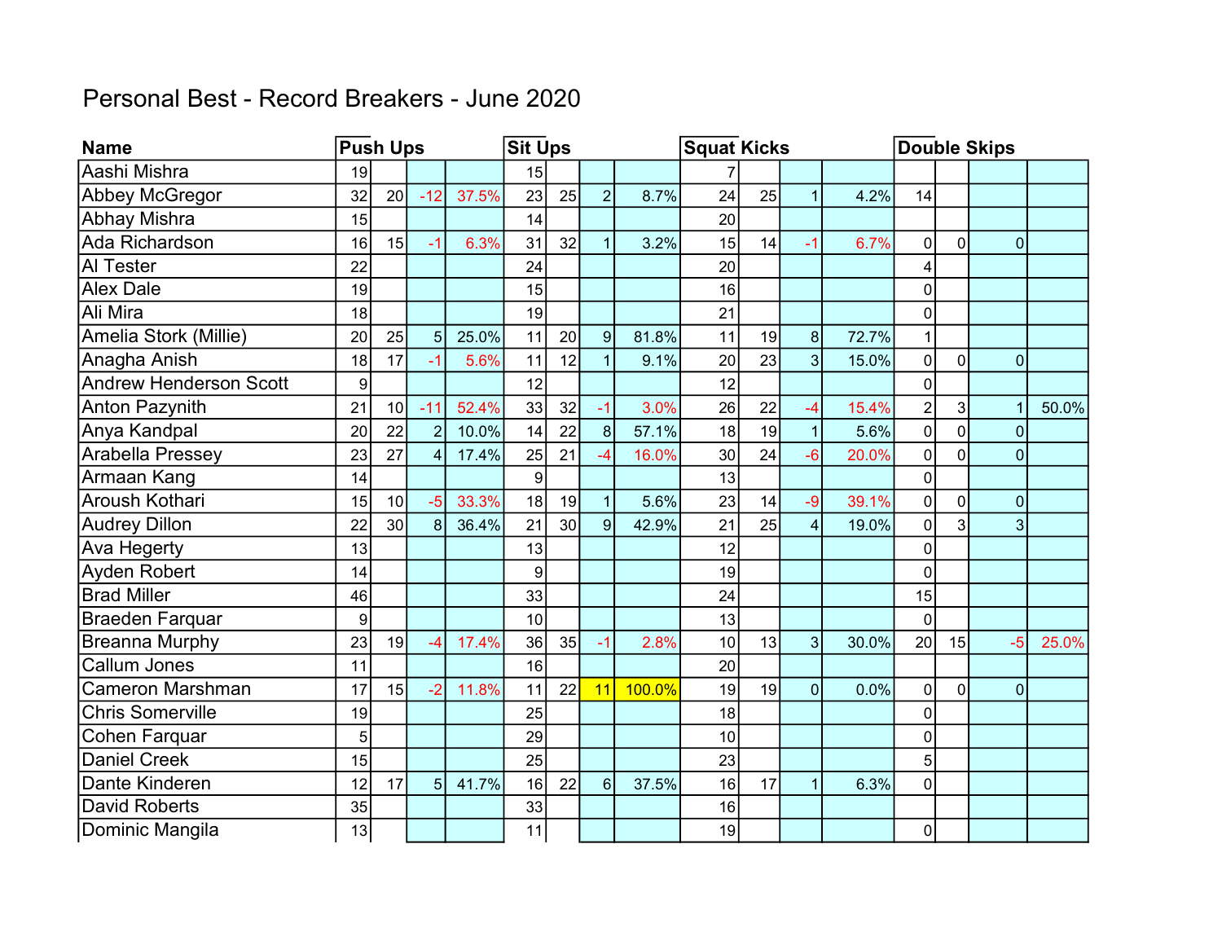# Personal Best - Record Breakers - June 2020

| Name | Push Ups | | | | Sit Ups | | | | Squat Kicks | | | | Double Skips | | | |
|---|---|---|---|---|---|---|---|---|---|---|---|---|---|---|---|---|
| Aashi Mishra | 19 | | | | 15 | | | | 7 | | | | | | | |
| Abbey McGregor | 32 | 20 | -12 | 37.5% | 23 | 25 | 2 | 8.7% | 24 | 25 | 1 | 4.2% | 14 | | | |
| Abhay Mishra | 15 | | | | 14 | | | | 20 | | | | | | | |
| Ada Richardson | 16 | 15 | -1 | 6.3% | 31 | 32 | 1 | 3.2% | 15 | 14 | -1 | 6.7% | 0 | 0 | 0 | |
| Al Tester | 22 | | | | 24 | | | | 20 | | | | 4 | | | |
| Alex Dale | 19 | | | | 15 | | | | 16 | | | | 0 | | | |
| Ali Mira | 18 | | | | 19 | | | | 21 | | | | 0 | | | |
| Amelia Stork (Millie) | 20 | 25 | 5 | 25.0% | 11 | 20 | 9 | 81.8% | 11 | 19 | 8 | 72.7% | 1 | | | |
| Anagha Anish | 18 | 17 | -1 | 5.6% | 11 | 12 | 1 | 9.1% | 20 | 23 | 3 | 15.0% | 0 | 0 | 0 | |
| Andrew Henderson Scott | 9 | | | | 12 | | | | 12 | | | | 0 | | | |
| Anton Pazynith | 21 | 10 | -11 | 52.4% | 33 | 32 | -1 | 3.0% | 26 | 22 | -4 | 15.4% | 2 | 3 | 1 | 50.0% |
| Anya Kandpal | 20 | 22 | 2 | 10.0% | 14 | 22 | 8 | 57.1% | 18 | 19 | 1 | 5.6% | 0 | 0 | 0 | |
| Arabella Pressey | 23 | 27 | 4 | 17.4% | 25 | 21 | -4 | 16.0% | 30 | 24 | -6 | 20.0% | 0 | 0 | 0 | |
| Armaan Kang | 14 | | | | 9 | | | | 13 | | | | 0 | | | |
| Aroush Kothari | 15 | 10 | -5 | 33.3% | 18 | 19 | 1 | 5.6% | 23 | 14 | -9 | 39.1% | 0 | 0 | 0 | |
| Audrey Dillon | 22 | 30 | 8 | 36.4% | 21 | 30 | 9 | 42.9% | 21 | 25 | 4 | 19.0% | 0 | 3 | 3 | |
| Ava Hegerty | 13 | | | | 13 | | | | 12 | | | | 0 | | | |
| Ayden Robert | 14 | | | | 9 | | | | 19 | | | | 0 | | | |
| Brad Miller | 46 | | | | 33 | | | | 24 | | | | 15 | | | |
| Braeden Farquar | 9 | | | | 10 | | | | 13 | | | | 0 | | | |
| Breanna Murphy | 23 | 19 | -4 | 17.4% | 36 | 35 | -1 | 2.8% | 10 | 13 | 3 | 30.0% | 20 | 15 | -5 | 25.0% |
| Callum Jones | 11 | | | | 16 | | | | 20 | | | | | | | |
| Cameron Marshman | 17 | 15 | -2 | 11.8% | 11 | 22 | 11 | 100.0% | 19 | 19 | 0 | 0.0% | 0 | 0 | 0 | |
| Chris Somerville | 19 | | | | 25 | | | | 18 | | | | 0 | | | |
| Cohen Farquar | 5 | | | | 29 | | | | 10 | | | | 0 | | | |
| Daniel Creek | 15 | | | | 25 | | | | 23 | | | | 5 | | | |
| Dante Kinderen | 12 | 17 | 5 | 41.7% | 16 | 22 | 6 | 37.5% | 16 | 17 | 1 | 6.3% | 0 | | | |
| David Roberts | 35 | | | | 33 | | | | 16 | | | | | | | |
| Dominic Mangila | 13 | | | | 11 | | | | 19 | | | | 0 | | | |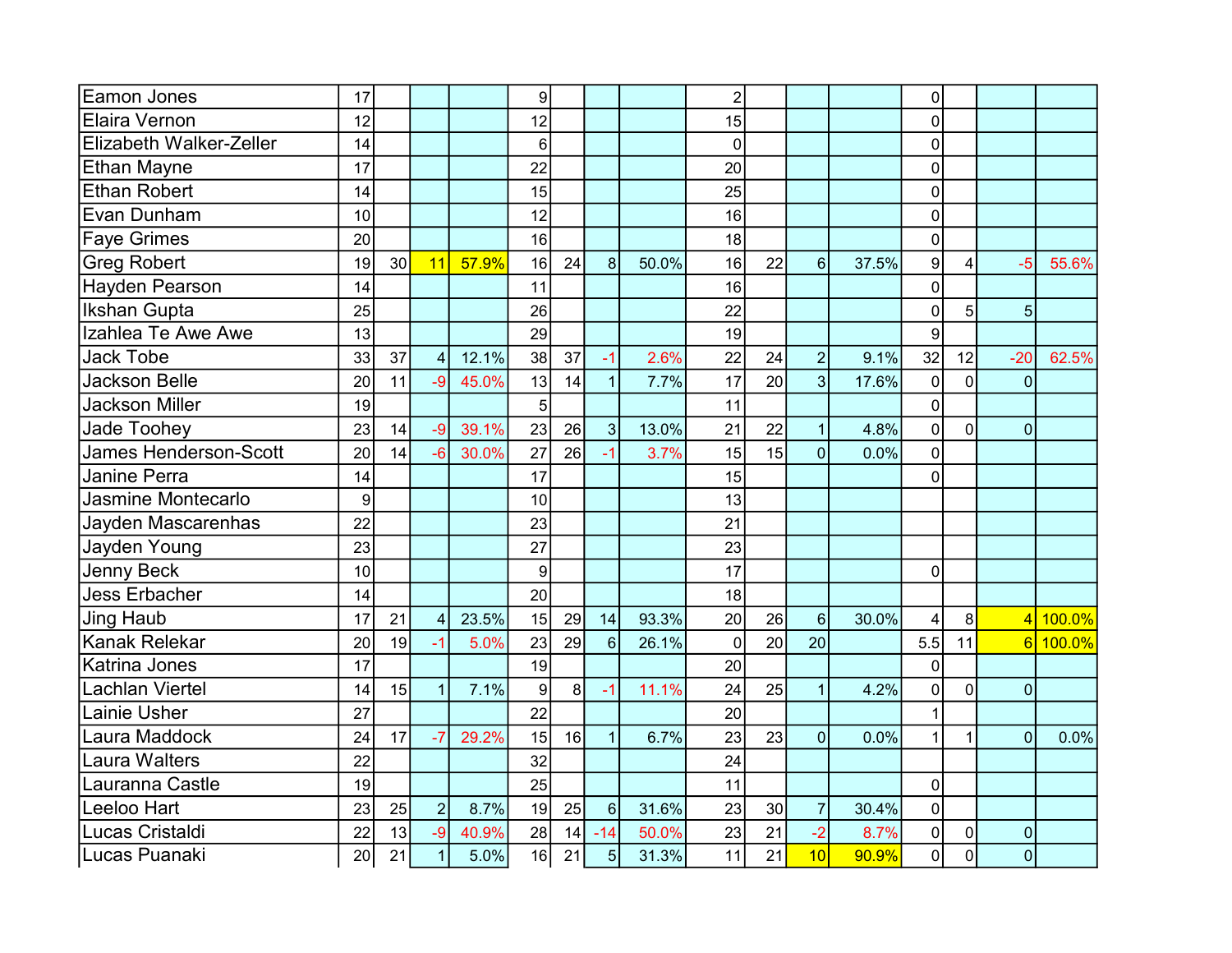| | | | | | | | | | | | | | | | | |
|---|---|---|---|---|---|---|---|---|---|---|---|---|---|---|---|---|
| Eamon Jones | 17 | | | | 9 | | | | 2 | | | | 0 | | | |
| Elaira Vernon | 12 | | | | 12 | | | | 15 | | | | 0 | | | |
| Elizabeth Walker-Zeller | 14 | | | | 6 | | | | 0 | | | | 0 | | | |
| Ethan Mayne | 17 | | | | 22 | | | | 20 | | | | 0 | | | |
| Ethan Robert | 14 | | | | 15 | | | | 25 | | | | 0 | | | |
| Evan Dunham | 10 | | | | 12 | | | | 16 | | | | 0 | | | |
| Faye Grimes | 20 | | | | 16 | | | | 18 | | | | 0 | | | |
| Greg Robert | 19 | 30 | 11 | 57.9% | 16 | 24 | 8 | 50.0% | 16 | 22 | 6 | 37.5% | 9 | 4 | -5 | 55.6% |
| Hayden Pearson | 14 | | | | 11 | | | | 16 | | | | 0 | | | |
| Ikshan Gupta | 25 | | | | 26 | | | | 22 | | | | 0 | 5 | 5 | |
| Izahlea Te Awe Awe | 13 | | | | 29 | | | | 19 | | | | 9 | | | |
| Jack Tobe | 33 | 37 | 4 | 12.1% | 38 | 37 | -1 | 2.6% | 22 | 24 | 2 | 9.1% | 32 | 12 | -20 | 62.5% |
| Jackson Belle | 20 | 11 | -9 | 45.0% | 13 | 14 | 1 | 7.7% | 17 | 20 | 3 | 17.6% | 0 | 0 | 0 | |
| Jackson Miller | 19 | | | | 5 | | | | 11 | | | | 0 | | | |
| Jade Toohey | 23 | 14 | -9 | 39.1% | 23 | 26 | 3 | 13.0% | 21 | 22 | 1 | 4.8% | 0 | 0 | 0 | |
| James Henderson-Scott | 20 | 14 | -6 | 30.0% | 27 | 26 | -1 | 3.7% | 15 | 15 | 0 | 0.0% | 0 | | | |
| Janine Perra | 14 | | | | 17 | | | | 15 | | | | 0 | | | |
| Jasmine Montecarlo | 9 | | | | 10 | | | | 13 | | | | | | | |
| Jayden Mascarenhas | 22 | | | | 23 | | | | 21 | | | | | | | |
| Jayden Young | 23 | | | | 27 | | | | 23 | | | | | | | |
| Jenny Beck | 10 | | | | 9 | | | | 17 | | | | 0 | | | |
| Jess Erbacher | 14 | | | | 20 | | | | 18 | | | | | | | |
| Jing Haub | 17 | 21 | 4 | 23.5% | 15 | 29 | 14 | 93.3% | 20 | 26 | 6 | 30.0% | 4 | 8 | 4 | 100.0% |
| Kanak Relekar | 20 | 19 | -1 | 5.0% | 23 | 29 | 6 | 26.1% | 0 | 20 | 20 | | 5.5 | 11 | 6 | 100.0% |
| Katrina Jones | 17 | | | | 19 | | | | 20 | | | | 0 | | | |
| Lachlan Viertel | 14 | 15 | 1 | 7.1% | 9 | 8 | -1 | 11.1% | 24 | 25 | 1 | 4.2% | 0 | 0 | 0 | |
| Lainie Usher | 27 | | | | 22 | | | | 20 | | | | 1 | | | |
| Laura Maddock | 24 | 17 | -7 | 29.2% | 15 | 16 | 1 | 6.7% | 23 | 23 | 0 | 0.0% | 1 | 1 | 0 | 0.0% |
| Laura Walters | 22 | | | | 32 | | | | 24 | | | | | | | |
| Lauranna Castle | 19 | | | | 25 | | | | 11 | | | | 0 | | | |
| Leeloo Hart | 23 | 25 | 2 | 8.7% | 19 | 25 | 6 | 31.6% | 23 | 30 | 7 | 30.4% | 0 | | | |
| Lucas Cristaldi | 22 | 13 | -9 | 40.9% | 28 | 14 | -14 | 50.0% | 23 | 21 | -2 | 8.7% | 0 | 0 | 0 | |
| Lucas Puanaki | 20 | 21 | 1 | 5.0% | 16 | 21 | 5 | 31.3% | 11 | 21 | 10 | 90.9% | 0 | 0 | 0 | |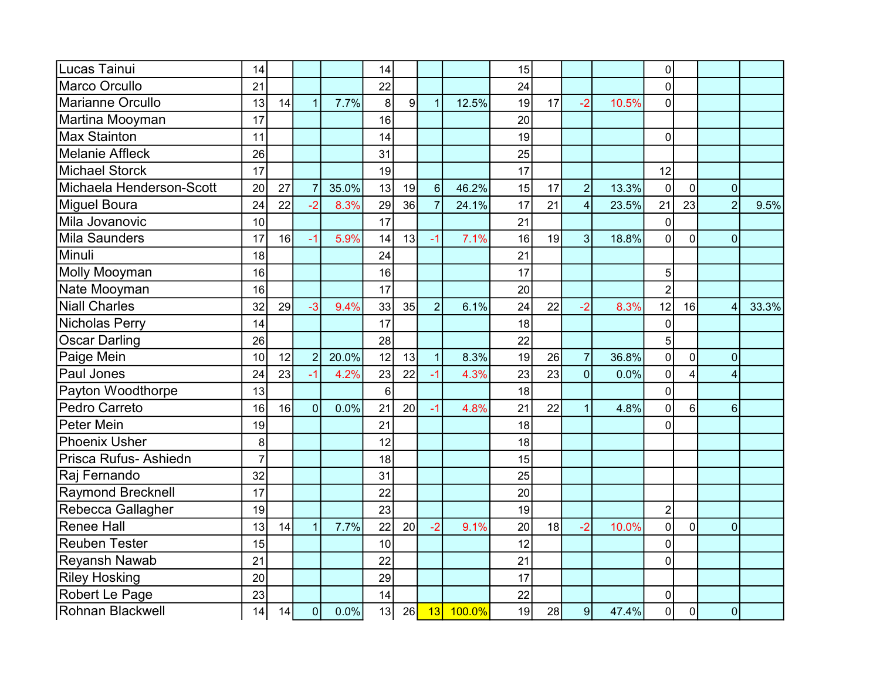| | | | | | | | | | | | | | | | | |
|---|---|---|---|---|---|---|---|---|---|---|---|---|---|---|---|---|
| Lucas Tainui | 14 | | | | 14 | | | | 15 | | | | 0 | | | |
| Marco Orcullo | 21 | | | | 22 | | | | 24 | | | | 0 | | | |
| Marianne Orcullo | 13 | 14 | 1 | 7.7% | 8 | 9 | 1 | 12.5% | 19 | 17 | -2 | 10.5% | 0 | | | |
| Martina Mooyman | 17 | | | | 16 | | | | 20 | | | | | | | |
| Max Stainton | 11 | | | | 14 | | | | 19 | | | | 0 | | | |
| Melanie Affleck | 26 | | | | 31 | | | | 25 | | | | | | | |
| Michael Storck | 17 | | | | 19 | | | | 17 | | | | 12 | | | |
| Michaela Henderson-Scott | 20 | 27 | 7 | 35.0% | 13 | 19 | 6 | 46.2% | 15 | 17 | 2 | 13.3% | 0 | 0 | 0 | |
| Miguel Boura | 24 | 22 | -2 | 8.3% | 29 | 36 | 7 | 24.1% | 17 | 21 | 4 | 23.5% | 21 | 23 | 2 | 9.5% |
| Mila Jovanovic | 10 | | | | 17 | | | | 21 | | | | 0 | | | |
| Mila Saunders | 17 | 16 | -1 | 5.9% | 14 | 13 | -1 | 7.1% | 16 | 19 | 3 | 18.8% | 0 | 0 | 0 | |
| Minuli | 18 | | | | 24 | | | | 21 | | | | | | | |
| Molly Mooyman | 16 | | | | 16 | | | | 17 | | | | 5 | | | |
| Nate Mooyman | 16 | | | | 17 | | | | 20 | | | | 2 | | | |
| Niall Charles | 32 | 29 | -3 | 9.4% | 33 | 35 | 2 | 6.1% | 24 | 22 | -2 | 8.3% | 12 | 16 | 4 | 33.3% |
| Nicholas Perry | 14 | | | | 17 | | | | 18 | | | | 0 | | | |
| Oscar Darling | 26 | | | | 28 | | | | 22 | | | | 5 | | | |
| Paige Mein | 10 | 12 | 2 | 20.0% | 12 | 13 | 1 | 8.3% | 19 | 26 | 7 | 36.8% | 0 | 0 | 0 | |
| Paul Jones | 24 | 23 | -1 | 4.2% | 23 | 22 | -1 | 4.3% | 23 | 23 | 0 | 0.0% | 0 | 4 | 4 | |
| Payton Woodthorpe | 13 | | | | 6 | | | | 18 | | | | 0 | | | |
| Pedro Carreto | 16 | 16 | 0 | 0.0% | 21 | 20 | -1 | 4.8% | 21 | 22 | 1 | 4.8% | 0 | 6 | 6 | |
| Peter Mein | 19 | | | | 21 | | | | 18 | | | | 0 | | | |
| Phoenix Usher | 8 | | | | 12 | | | | 18 | | | | | | | |
| Prisca Rufus- Ashiedn | 7 | | | | 18 | | | | 15 | | | | | | | |
| Raj Fernando | 32 | | | | 31 | | | | 25 | | | | | | | |
| Raymond Brecknell | 17 | | | | 22 | | | | 20 | | | | | | | |
| Rebecca Gallagher | 19 | | | | 23 | | | | 19 | | | | 2 | | | |
| Renee Hall | 13 | 14 | 1 | 7.7% | 22 | 20 | -2 | 9.1% | 20 | 18 | -2 | 10.0% | 0 | 0 | 0 | |
| Reuben Tester | 15 | | | | 10 | | | | 12 | | | | 0 | | | |
| Reyansh Nawab | 21 | | | | 22 | | | | 21 | | | | 0 | | | |
| Riley Hosking | 20 | | | | 29 | | | | 17 | | | | | | | |
| Robert Le Page | 23 | | | | 14 | | | | 22 | | | | 0 | | | |
| Rohnan Blackwell | 14 | 14 | 0 | 0.0% | 13 | 26 | 13 | 100.0% | 19 | 28 | 9 | 47.4% | 0 | 0 | 0 | |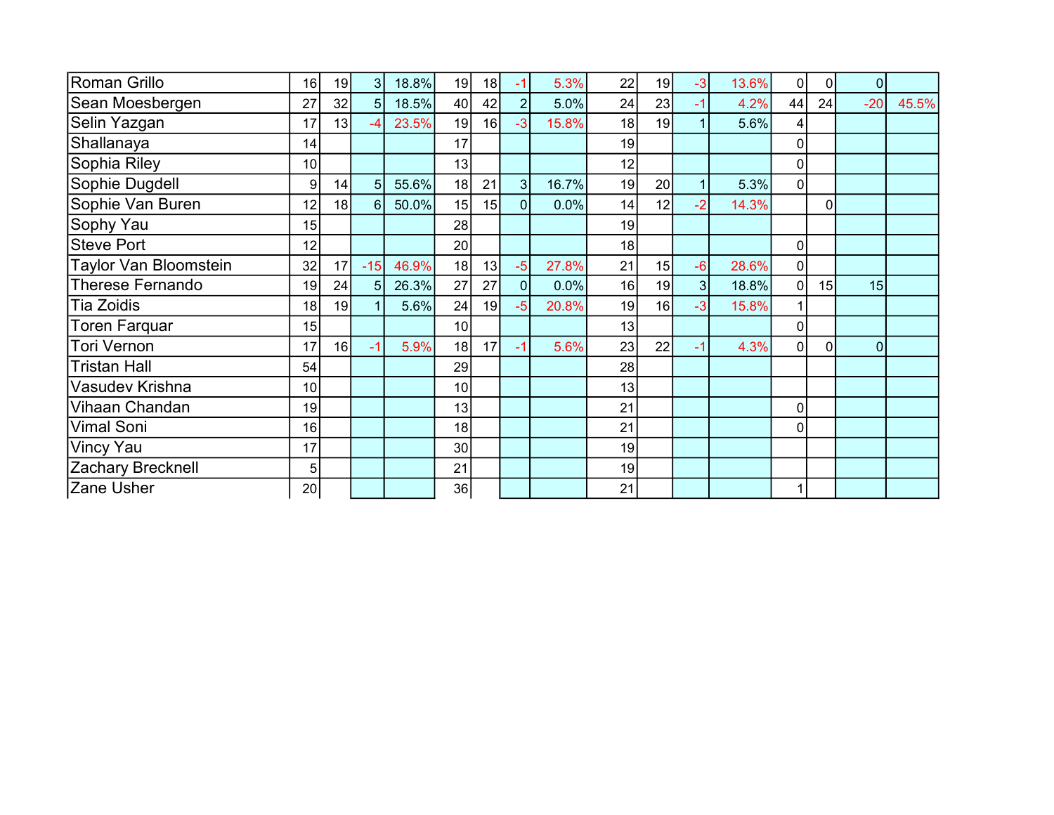| | | | | | | | | | | | | | | | | |
|---|---|---|---|---|---|---|---|---|---|---|---|---|---|---|---|---|
| Roman Grillo | 16 | 19 | 3 | 18.8% | 19 | 18 | -1 | 5.3% | 22 | 19 | -3 | 13.6% | 0 | 0 | 0 | |
| Sean Moesbergen | 27 | 32 | 5 | 18.5% | 40 | 42 | 2 | 5.0% | 24 | 23 | -1 | 4.2% | 44 | 24 | -20 | 45.5% |
| Selin Yazgan | 17 | 13 | -4 | 23.5% | 19 | 16 | -3 | 15.8% | 18 | 19 | 1 | 5.6% | 4 | | | |
| Shallanaya | 14 | | | | 17 | | | | 19 | | | | 0 | | | |
| Sophia Riley | 10 | | | | 13 | | | | 12 | | | | 0 | | | |
| Sophie Dugdell | 9 | 14 | 5 | 55.6% | 18 | 21 | 3 | 16.7% | 19 | 20 | 1 | 5.3% | 0 | | | |
| Sophie Van Buren | 12 | 18 | 6 | 50.0% | 15 | 15 | 0 | 0.0% | 14 | 12 | -2 | 14.3% | | 0 | | |
| Sophy Yau | 15 | | | | 28 | | | | 19 | | | | | | | |
| Steve Port | 12 | | | | 20 | | | | 18 | | | | 0 | | | |
| Taylor Van Bloomstein | 32 | 17 | -15 | 46.9% | 18 | 13 | -5 | 27.8% | 21 | 15 | -6 | 28.6% | 0 | | | |
| Therese Fernando | 19 | 24 | 5 | 26.3% | 27 | 27 | 0 | 0.0% | 16 | 19 | 3 | 18.8% | 0 | 15 | 15 | |
| Tia Zoidis | 18 | 19 | 1 | 5.6% | 24 | 19 | -5 | 20.8% | 19 | 16 | -3 | 15.8% | 1 | | | |
| Toren Farquar | 15 | | | | 10 | | | | 13 | | | | 0 | | | |
| Tori Vernon | 17 | 16 | -1 | 5.9% | 18 | 17 | -1 | 5.6% | 23 | 22 | -1 | 4.3% | 0 | 0 | 0 | |
| Tristan Hall | 54 | | | | 29 | | | | 28 | | | | | | | |
| Vasudev Krishna | 10 | | | | 10 | | | | 13 | | | | | | | |
| Vihaan Chandan | 19 | | | | 13 | | | | 21 | | | | 0 | | | |
| Vimal Soni | 16 | | | | 18 | | | | 21 | | | | 0 | | | |
| Vincy Yau | 17 | | | | 30 | | | | 19 | | | | | | | |
| Zachary Brecknell | 5 | | | | 21 | | | | 19 | | | | | | | |
| Zane Usher | 20 | | | | 36 | | | | 21 | | | | 1 | | | |